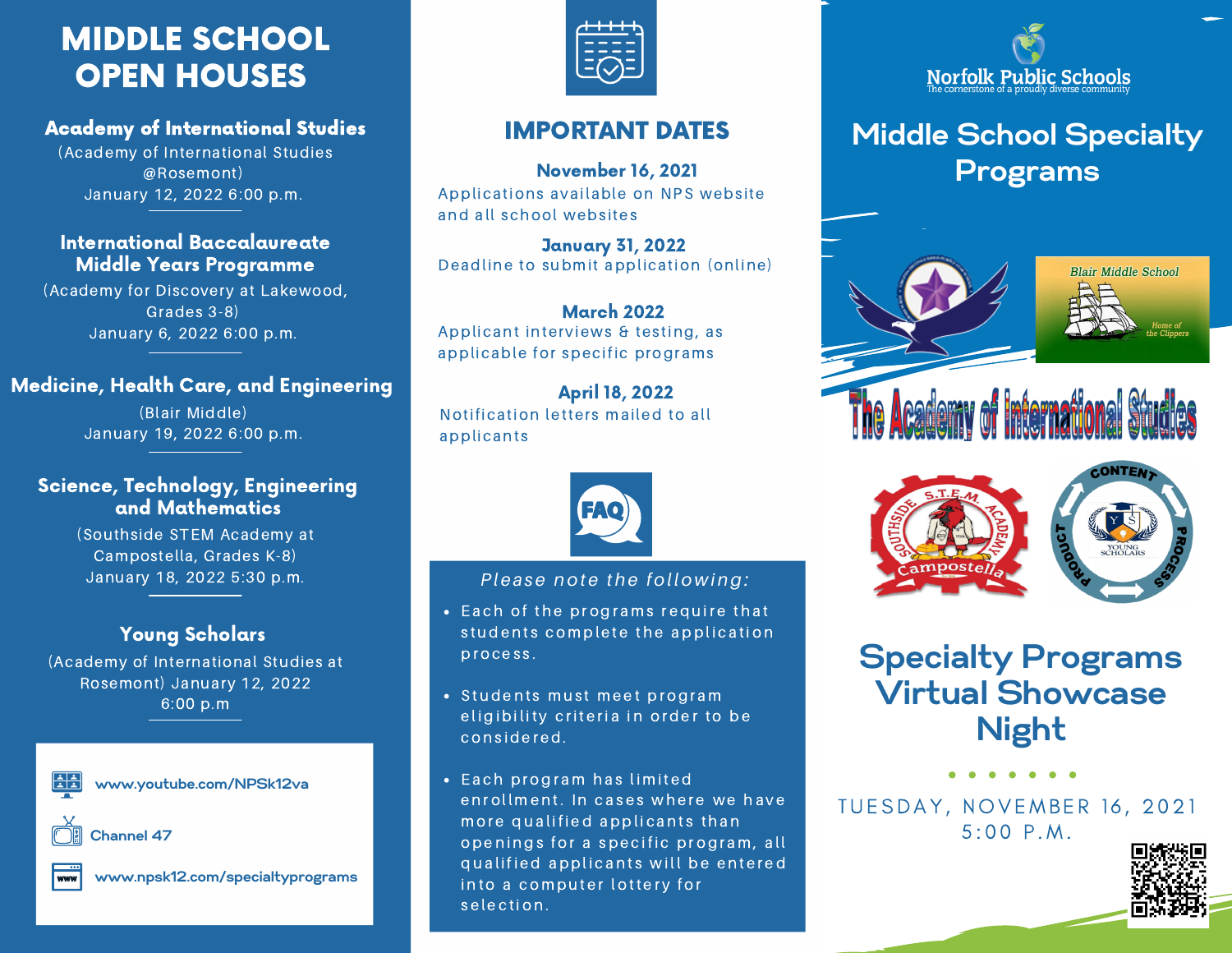# MIDDLE SCHOOL OPEN HOUSES

### Academy of International Studies

(Academy of International Studies @Rosemont)
January 12, 2022 6:00 p.m.

### International Baccalaureate Middle Years Programme

(Academy for Discovery at Lakewood, Grades 3-8)
January 6, 2022 6:00 p.m.

### Medicine, Health Care, and Engineering

(Blair Middle)
January 19, 2022 6:00 p.m.

### Science, Technology, Engineering and Mathematics

(Southside STEM Academy at Campostella, Grades K-8)
January 18, 2022 5:30 p.m.

### Young Scholars

(Academy of International Studies at Rosemont) January 12, 2022
6:00 p.m

www.youtube.com/NPSk12va

Channel 47

www.npsk12.com/specialtyprograms

## IMPORTANT DATES

**November 16, 2021**
Applications available on NPS website and all school websites

**January 31, 2022**
Deadline to submit application (online)

**March 2022**
Applicant interviews & testing, as applicable for specific programs

**April 18, 2022**
Notification letters mailed to all applicants

FAQ

*Please note the following:*

- Each of the programs require that students complete the application process.
- Students must meet program eligibility criteria in order to be considered.
- Each program has limited enrollment. In cases where we have more qualified applicants than openings for a specific program, all qualified applicants will be entered into a computer lottery for selection.

Norfolk Public Schools
The cornerstone of a proudly diverse community

# Middle School Specialty Programs

Blair Middle School
Home of the Clippers

The Academy of International Studies

Southside S.T.E.M. Academy Campostella

Content Process Product
Young Scholars

# Specialty Programs Virtual Showcase Night

TUESDAY, NOVEMBER 16, 2021
5:00 P.M.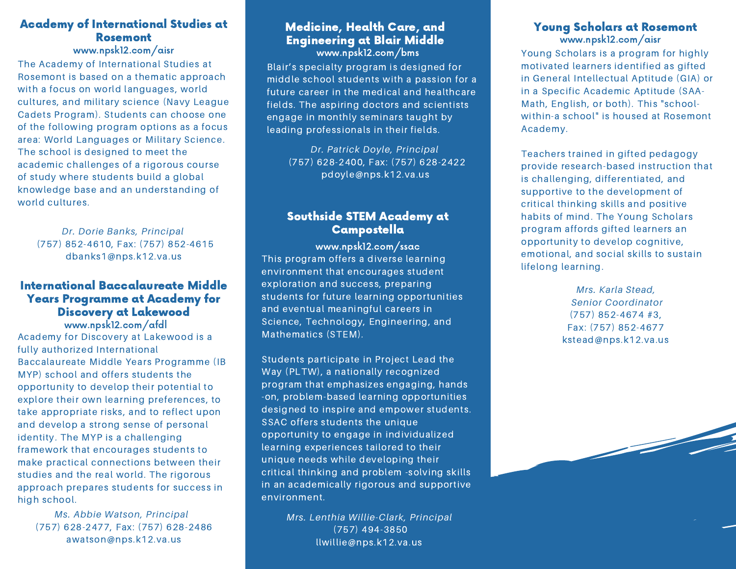## Academy of International Studies at Rosemont

**www.npsk12.com/aisr**

The Academy of International Studies at Rosemont is based on a thematic approach with a focus on world languages, world cultures, and military science (Navy League Cadets Program). Students can choose one of the following program options as a focus area: World Languages or Military Science. The school is designed to meet the academic challenges of a rigorous course of study where students build a global knowledge base and an understanding of world cultures.

*Dr. Dorie Banks, Principal*
(757) 852-4610, Fax: (757) 852-4615
dbanks1@nps.k12.va.us

## International Baccalaureate Middle Years Programme at Academy for Discovery at Lakewood

**www.npsk12.com/afdl**

Academy for Discovery at Lakewood is a fully authorized International Baccalaureate Middle Years Programme (IB MYP) school and offers students the opportunity to develop their potential to explore their own learning preferences, to take appropriate risks, and to reflect upon and develop a strong sense of personal identity. The MYP is a challenging framework that encourages students to make practical connections between their studies and the real world. The rigorous approach prepares students for success in high school.

*Ms. Abbie Watson, Principal*
(757) 628-2477, Fax: (757) 628-2486
awatson@nps.k12.va.us

## Medicine, Health Care, and Engineering at Blair Middle

**www.npsk12.com/bms**

Blair's specialty program is designed for middle school students with a passion for a future career in the medical and healthcare fields. The aspiring doctors and scientists engage in monthly seminars taught by leading professionals in their fields.

*Dr. Patrick Doyle, Principal*
(757) 628-2400, Fax: (757) 628-2422
pdoyle@nps.k12.va.us

## Southside STEM Academy at Campostella

**www.npsk12.com/ssac**

This program offers a diverse learning environment that encourages student exploration and success, preparing students for future learning opportunities and eventual meaningful careers in Science, Technology, Engineering, and Mathematics (STEM).

Students participate in Project Lead the Way (PLTW), a nationally recognized program that emphasizes engaging, hands-on, problem-based learning opportunities designed to inspire and empower students. SSAC offers students the unique opportunity to engage in individualized learning experiences tailored to their unique needs while developing their critical thinking and problem -solving skills in an academically rigorous and supportive environment.

*Mrs. Lenthia Willie-Clark, Principal*
(757) 494-3850
llwillie@nps.k12.va.us

## Young Scholars at Rosemont

**www.npsk12.com/aisr**

Young Scholars is a program for highly motivated learners identified as gifted in General Intellectual Aptitude (GIA) or in a Specific Academic Aptitude (SAA-Math, English, or both). This "school-within-a school" is housed at Rosemont Academy.

Teachers trained in gifted pedagogy provide research-based instruction that is challenging, differentiated, and supportive to the development of critical thinking skills and positive habits of mind. The Young Scholars program affords gifted learners an opportunity to develop cognitive, emotional, and social skills to sustain lifelong learning.

*Mrs. Karla Stead,*
*Senior Coordinator*
(757) 852-4674 #3,
Fax: (757) 852-4677
kstead@nps.k12.va.us